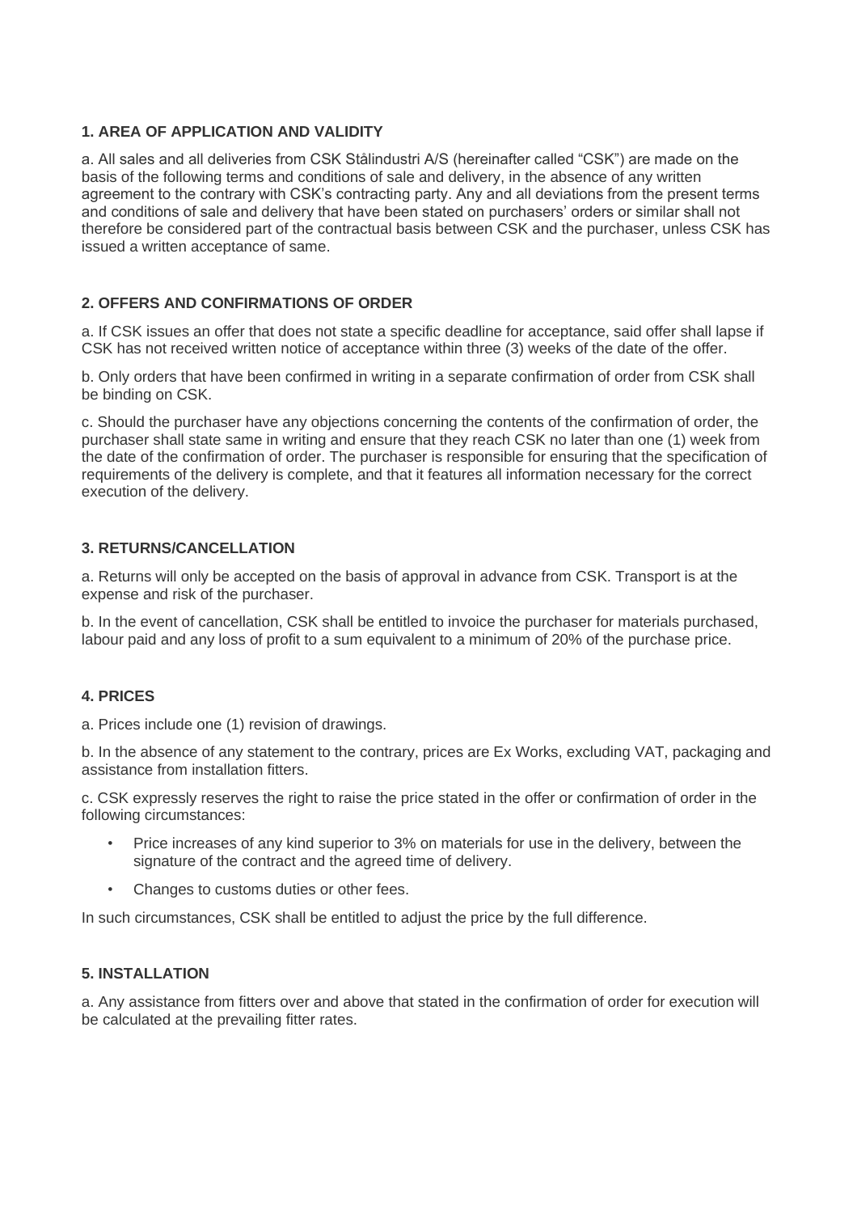## 1. AREA OF APPLICATION AND VALIDITY

a. All sales and all deliveries from CSK Stålindustri A/S (hereinafter called "CSK") are made on the basis of the following terms and conditions of sale and delivery, in the absence of any written agreement to the contrary with CSK's contracting party. Any and all deviations from the present terms and conditions of sale and delivery that have been stated on purchasers' orders or similar shall not therefore be considered part of the contractual basis between CSK and the purchaser, unless CSK has issued a written acceptance of same.

## 2. OFFERS AND CONFIRMATIONS OF ORDER

a. If CSK issues an offer that does not state a specific deadline for acceptance, said offer shall lapse if CSK has not received written notice of acceptance within three (3) weeks of the date of the offer.

b. Only orders that have been confirmed in writing in a separate confirmation of order from CSK shall be binding on CSK.

c. Should the purchaser have any objections concerning the contents of the confirmation of order, the purchaser shall state same in writing and ensure that they reach CSK no later than one (1) week from the date of the confirmation of order. The purchaser is responsible for ensuring that the specification of requirements of the delivery is complete, and that it features all information necessary for the correct execution of the delivery.

## 3. RETURNS/CANCELLATION

a. Returns will only be accepted on the basis of approval in advance from CSK. Transport is at the expense and risk of the purchaser.

b. In the event of cancellation, CSK shall be entitled to invoice the purchaser for materials purchased, labour paid and any loss of profit to a sum equivalent to a minimum of 20% of the purchase price.

## 4. PRICES

a. Prices include one (1) revision of drawings.

b. In the absence of any statement to the contrary, prices are Ex Works, excluding VAT, packaging and assistance from installation fitters.

c. CSK expressly reserves the right to raise the price stated in the offer or confirmation of order in the following circumstances:

- Price increases of any kind superior to 3% on materials for use in the delivery, between the signature of the contract and the agreed time of delivery.
- Changes to customs duties or other fees.

In such circumstances, CSK shall be entitled to adjust the price by the full difference.

## 5. INSTALLATION

a. Any assistance from fitters over and above that stated in the confirmation of order for execution will be calculated at the prevailing fitter rates.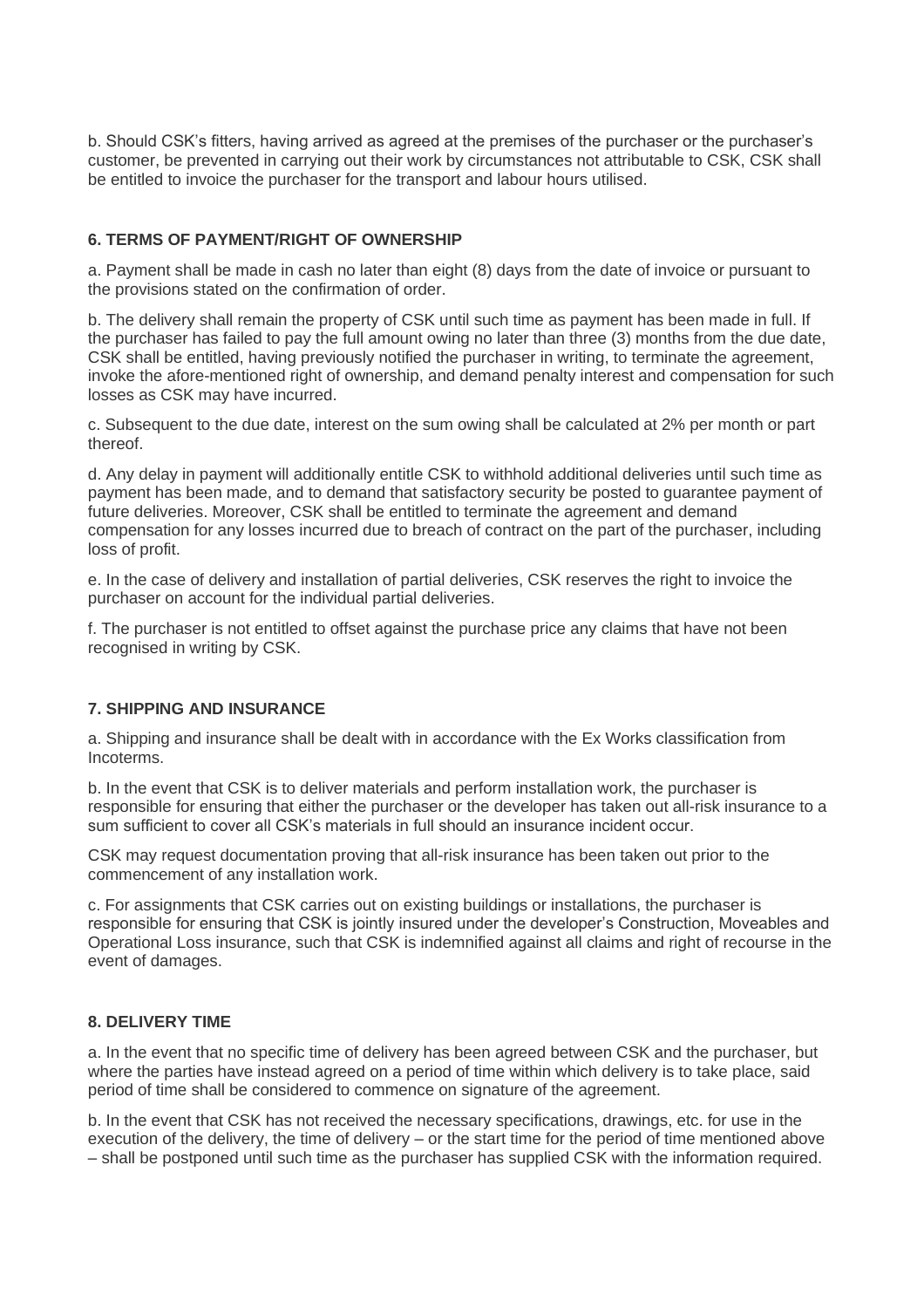b. Should CSK's fitters, having arrived as agreed at the premises of the purchaser or the purchaser's customer, be prevented in carrying out their work by circumstances not attributable to CSK, CSK shall be entitled to invoice the purchaser for the transport and labour hours utilised.

### 6. TERMS OF PAYMENT/RIGHT OF OWNERSHIP

a. Payment shall be made in cash no later than eight (8) days from the date of invoice or pursuant to the provisions stated on the confirmation of order.

b. The delivery shall remain the property of CSK until such time as payment has been made in full. If the purchaser has failed to pay the full amount owing no later than three (3) months from the due date, CSK shall be entitled, having previously notified the purchaser in writing, to terminate the agreement, invoke the afore-mentioned right of ownership, and demand penalty interest and compensation for such losses as CSK may have incurred.

c. Subsequent to the due date, interest on the sum owing shall be calculated at 2% per month or part thereof.

d. Any delay in payment will additionally entitle CSK to withhold additional deliveries until such time as payment has been made, and to demand that satisfactory security be posted to guarantee payment of future deliveries. Moreover, CSK shall be entitled to terminate the agreement and demand compensation for any losses incurred due to breach of contract on the part of the purchaser, including loss of profit.

e. In the case of delivery and installation of partial deliveries, CSK reserves the right to invoice the purchaser on account for the individual partial deliveries.

f. The purchaser is not entitled to offset against the purchase price any claims that have not been recognised in writing by CSK.

### 7. SHIPPING AND INSURANCE

a. Shipping and insurance shall be dealt with in accordance with the Ex Works classification from Incoterms.

b. In the event that CSK is to deliver materials and perform installation work, the purchaser is responsible for ensuring that either the purchaser or the developer has taken out all-risk insurance to a sum sufficient to cover all CSK's materials in full should an insurance incident occur.

CSK may request documentation proving that all-risk insurance has been taken out prior to the commencement of any installation work.

c. For assignments that CSK carries out on existing buildings or installations, the purchaser is responsible for ensuring that CSK is jointly insured under the developer's Construction, Moveables and Operational Loss insurance, such that CSK is indemnified against all claims and right of recourse in the event of damages.

### 8. DELIVERY TIME

a. In the event that no specific time of delivery has been agreed between CSK and the purchaser, but where the parties have instead agreed on a period of time within which delivery is to take place, said period of time shall be considered to commence on signature of the agreement.

b. In the event that CSK has not received the necessary specifications, drawings, etc. for use in the execution of the delivery, the time of delivery – or the start time for the period of time mentioned above – shall be postponed until such time as the purchaser has supplied CSK with the information required.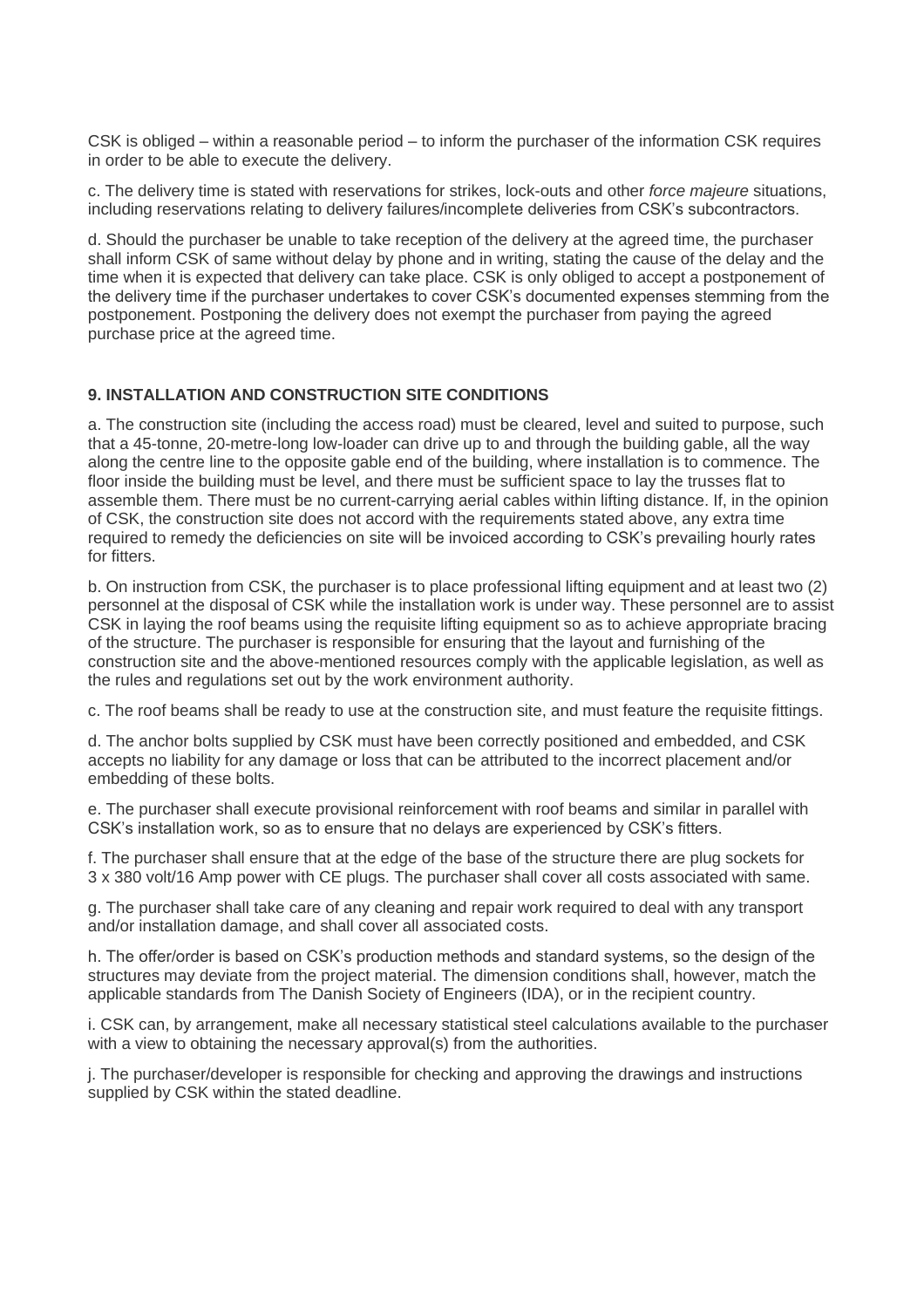CSK is obliged – within a reasonable period – to inform the purchaser of the information CSK requires in order to be able to execute the delivery.

c. The delivery time is stated with reservations for strikes, lock-outs and other *force majeure* situations, including reservations relating to delivery failures/incomplete deliveries from CSK's subcontractors.

d. Should the purchaser be unable to take reception of the delivery at the agreed time, the purchaser shall inform CSK of same without delay by phone and in writing, stating the cause of the delay and the time when it is expected that delivery can take place. CSK is only obliged to accept a postponement of the delivery time if the purchaser undertakes to cover CSK's documented expenses stemming from the postponement. Postponing the delivery does not exempt the purchaser from paying the agreed purchase price at the agreed time.

## 9. INSTALLATION AND CONSTRUCTION SITE CONDITIONS

a. The construction site (including the access road) must be cleared, level and suited to purpose, such that a 45-tonne, 20-metre-long low-loader can drive up to and through the building gable, all the way along the centre line to the opposite gable end of the building, where installation is to commence. The floor inside the building must be level, and there must be sufficient space to lay the trusses flat to assemble them. There must be no current-carrying aerial cables within lifting distance. If, in the opinion of CSK, the construction site does not accord with the requirements stated above, any extra time required to remedy the deficiencies on site will be invoiced according to CSK's prevailing hourly rates for fitters.

b. On instruction from CSK, the purchaser is to place professional lifting equipment and at least two (2) personnel at the disposal of CSK while the installation work is under way. These personnel are to assist CSK in laying the roof beams using the requisite lifting equipment so as to achieve appropriate bracing of the structure. The purchaser is responsible for ensuring that the layout and furnishing of the construction site and the above-mentioned resources comply with the applicable legislation, as well as the rules and regulations set out by the work environment authority.

c. The roof beams shall be ready to use at the construction site, and must feature the requisite fittings.

d. The anchor bolts supplied by CSK must have been correctly positioned and embedded, and CSK accepts no liability for any damage or loss that can be attributed to the incorrect placement and/or embedding of these bolts.

e. The purchaser shall execute provisional reinforcement with roof beams and similar in parallel with CSK's installation work, so as to ensure that no delays are experienced by CSK's fitters.

f. The purchaser shall ensure that at the edge of the base of the structure there are plug sockets for 3 x 380 volt/16 Amp power with CE plugs. The purchaser shall cover all costs associated with same.

g. The purchaser shall take care of any cleaning and repair work required to deal with any transport and/or installation damage, and shall cover all associated costs.

h. The offer/order is based on CSK's production methods and standard systems, so the design of the structures may deviate from the project material. The dimension conditions shall, however, match the applicable standards from The Danish Society of Engineers (IDA), or in the recipient country.

i. CSK can, by arrangement, make all necessary statistical steel calculations available to the purchaser with a view to obtaining the necessary approval(s) from the authorities.

j. The purchaser/developer is responsible for checking and approving the drawings and instructions supplied by CSK within the stated deadline.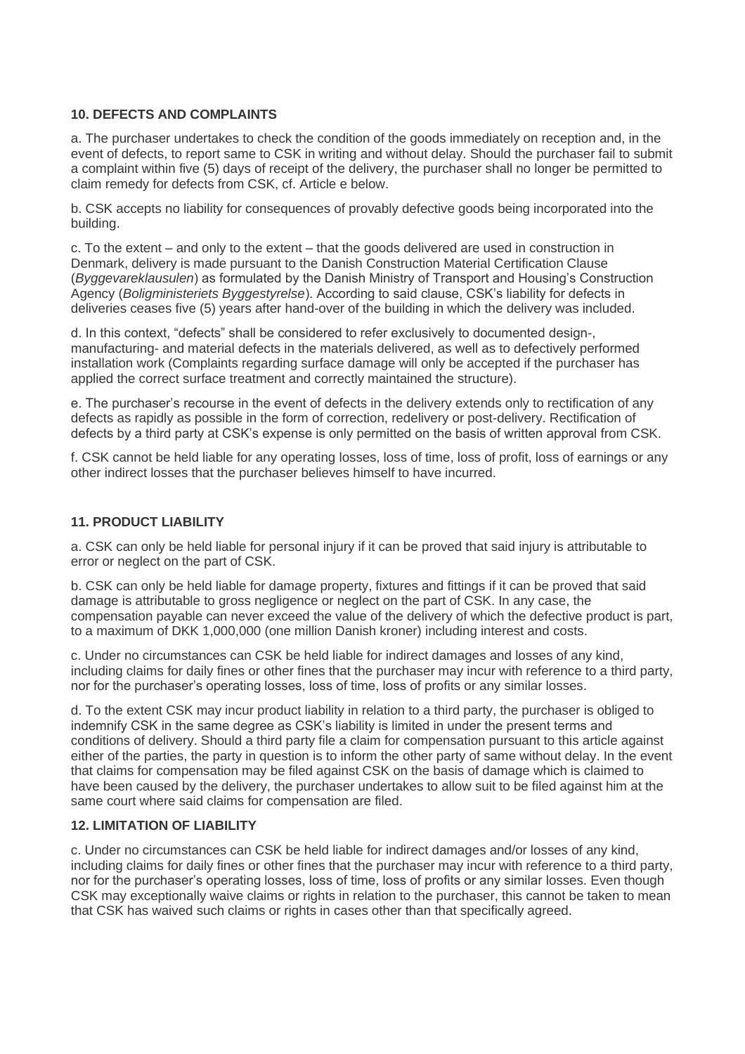**10. DEFECTS AND COMPLAINTS**

a. The purchaser undertakes to check the condition of the goods immediately on reception and, in the event of defects, to report same to CSK in writing and without delay. Should the purchaser fail to submit a complaint within five (5) days of receipt of the delivery, the purchaser shall no longer be permitted to claim remedy for defects from CSK, cf. Article e below.

b. CSK accepts no liability for consequences of provably defective goods being incorporated into the building.

c. To the extent – and only to the extent – that the goods delivered are used in construction in Denmark, delivery is made pursuant to the Danish Construction Material Certification Clause (*Byggevareklausulen*) as formulated by the Danish Ministry of Transport and Housing's Construction Agency (*Boligministeriets Byggestyrelse*). According to said clause, CSK's liability for defects in deliveries ceases five (5) years after hand-over of the building in which the delivery was included.

d. In this context, "defects" shall be considered to refer exclusively to documented design-, manufacturing- and material defects in the materials delivered, as well as to defectively performed installation work (Complaints regarding surface damage will only be accepted if the purchaser has applied the correct surface treatment and correctly maintained the structure).

e. The purchaser's recourse in the event of defects in the delivery extends only to rectification of any defects as rapidly as possible in the form of correction, redelivery or post-delivery. Rectification of defects by a third party at CSK's expense is only permitted on the basis of written approval from CSK.

f. CSK cannot be held liable for any operating losses, loss of time, loss of profit, loss of earnings or any other indirect losses that the purchaser believes himself to have incurred.

**11. PRODUCT LIABILITY**

a. CSK can only be held liable for personal injury if it can be proved that said injury is attributable to error or neglect on the part of CSK.

b. CSK can only be held liable for damage property, fixtures and fittings if it can be proved that said damage is attributable to gross negligence or neglect on the part of CSK. In any case, the compensation payable can never exceed the value of the delivery of which the defective product is part, to a maximum of DKK 1,000,000 (one million Danish kroner) including interest and costs.

c. Under no circumstances can CSK be held liable for indirect damages and losses of any kind, including claims for daily fines or other fines that the purchaser may incur with reference to a third party, nor for the purchaser's operating losses, loss of time, loss of profits or any similar losses.

d. To the extent CSK may incur product liability in relation to a third party, the purchaser is obliged to indemnify CSK in the same degree as CSK's liability is limited in under the present terms and conditions of delivery. Should a third party file a claim for compensation pursuant to this article against either of the parties, the party in question is to inform the other party of same without delay. In the event that claims for compensation may be filed against CSK on the basis of damage which is claimed to have been caused by the delivery, the purchaser undertakes to allow suit to be filed against him at the same court where said claims for compensation are filed.

**12. LIMITATION OF LIABILITY**

c. Under no circumstances can CSK be held liable for indirect damages and/or losses of any kind, including claims for daily fines or other fines that the purchaser may incur with reference to a third party, nor for the purchaser's operating losses, loss of time, loss of profits or any similar losses. Even though CSK may exceptionally waive claims or rights in relation to the purchaser, this cannot be taken to mean that CSK has waived such claims or rights in cases other than that specifically agreed.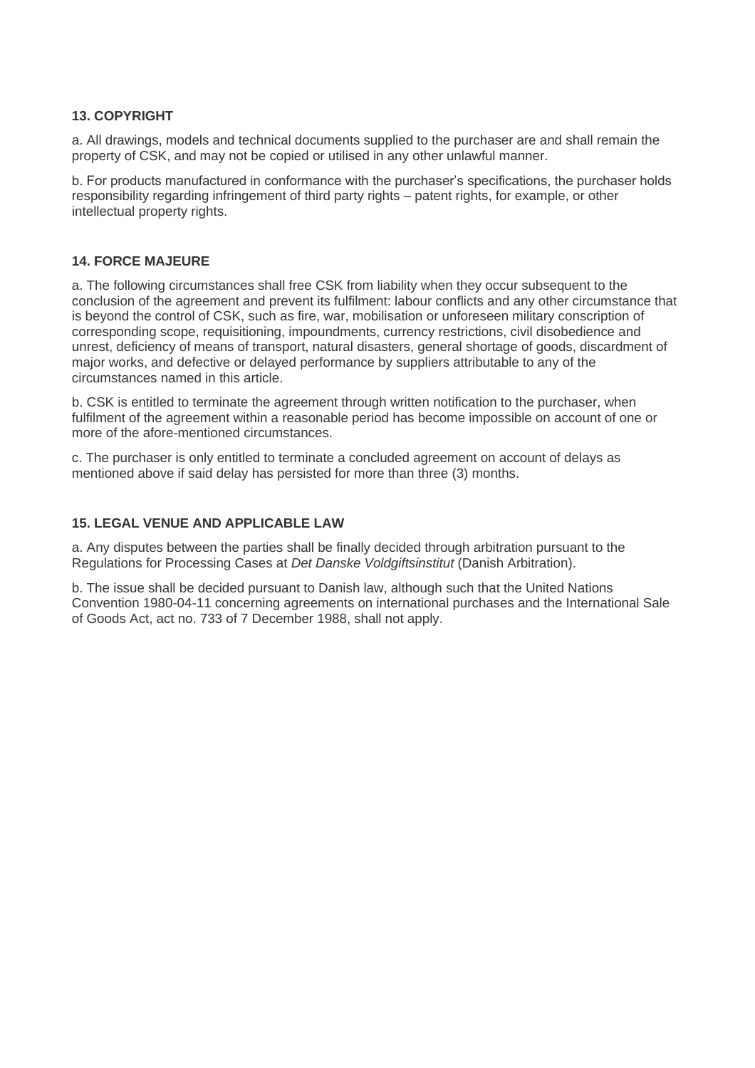### 13. COPYRIGHT

a. All drawings, models and technical documents supplied to the purchaser are and shall remain the property of CSK, and may not be copied or utilised in any other unlawful manner.

b. For products manufactured in conformance with the purchaser's specifications, the purchaser holds responsibility regarding infringement of third party rights – patent rights, for example, or other intellectual property rights.

### 14. FORCE MAJEURE

a. The following circumstances shall free CSK from liability when they occur subsequent to the conclusion of the agreement and prevent its fulfilment: labour conflicts and any other circumstance that is beyond the control of CSK, such as fire, war, mobilisation or unforeseen military conscription of corresponding scope, requisitioning, impoundments, currency restrictions, civil disobedience and unrest, deficiency of means of transport, natural disasters, general shortage of goods, discardment of major works, and defective or delayed performance by suppliers attributable to any of the circumstances named in this article.

b. CSK is entitled to terminate the agreement through written notification to the purchaser, when fulfilment of the agreement within a reasonable period has become impossible on account of one or more of the afore-mentioned circumstances.

c. The purchaser is only entitled to terminate a concluded agreement on account of delays as mentioned above if said delay has persisted for more than three (3) months.

### 15. LEGAL VENUE AND APPLICABLE LAW

a. Any disputes between the parties shall be finally decided through arbitration pursuant to the Regulations for Processing Cases at *Det Danske Voldgiftsinstitut* (Danish Arbitration).

b. The issue shall be decided pursuant to Danish law, although such that the United Nations Convention 1980-04-11 concerning agreements on international purchases and the International Sale of Goods Act, act no. 733 of 7 December 1988, shall not apply.